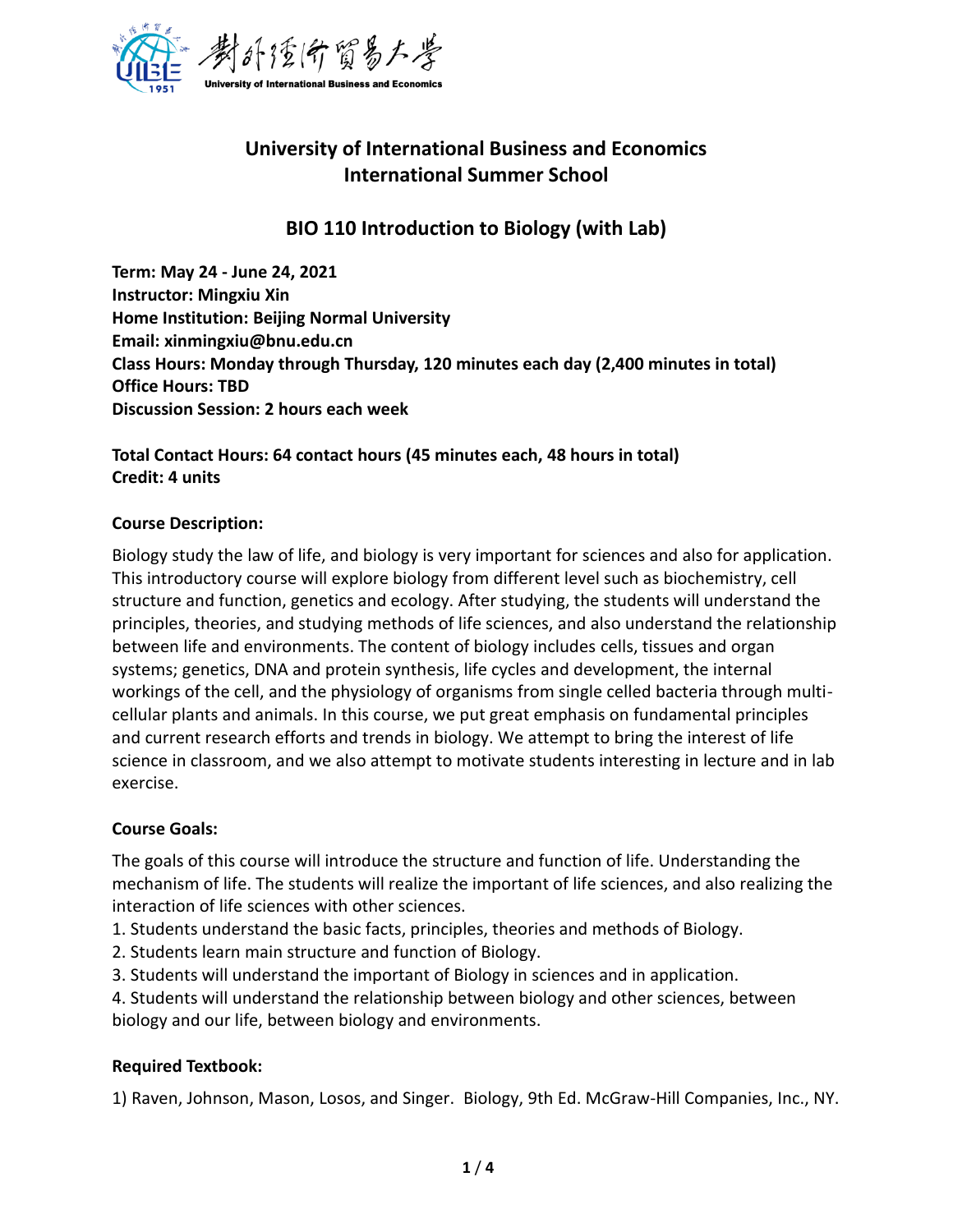# University of International Business and Economics
# International Summer School

## BIO 110 Introduction to Biology (with Lab)

**Term: May 24 - June 24, 2021**
**Instructor: Mingxiu Xin**
**Home Institution: Beijing Normal University**
**Email: xinmingxiu@bnu.edu.cn**
**Class Hours: Monday through Thursday, 120 minutes each day (2,400 minutes in total)**
**Office Hours: TBD**
**Discussion Session: 2 hours each week**

**Total Contact Hours: 64 contact hours (45 minutes each, 48 hours in total)**
**Credit: 4 units**

### Course Description:

Biology study the law of life, and biology is very important for sciences and also for application. This introductory course will explore biology from different level such as biochemistry, cell structure and function, genetics and ecology. After studying, the students will understand the principles, theories, and studying methods of life sciences, and also understand the relationship between life and environments. The content of biology includes cells, tissues and organ systems; genetics, DNA and protein synthesis, life cycles and development, the internal workings of the cell, and the physiology of organisms from single celled bacteria through multi-cellular plants and animals. In this course, we put great emphasis on fundamental principles and current research efforts and trends in biology. We attempt to bring the interest of life science in classroom, and we also attempt to motivate students interesting in lecture and in lab exercise.

### Course Goals:

The goals of this course will introduce the structure and function of life. Understanding the mechanism of life. The students will realize the important of life sciences, and also realizing the interaction of life sciences with other sciences.

1. Students understand the basic facts, principles, theories and methods of Biology.
2. Students learn main structure and function of Biology.
3. Students will understand the important of Biology in sciences and in application.
4. Students will understand the relationship between biology and other sciences, between biology and our life, between biology and environments.

### Required Textbook:

1) Raven, Johnson, Mason, Losos, and Singer. Biology, 9th Ed. McGraw-Hill Companies, Inc., NY.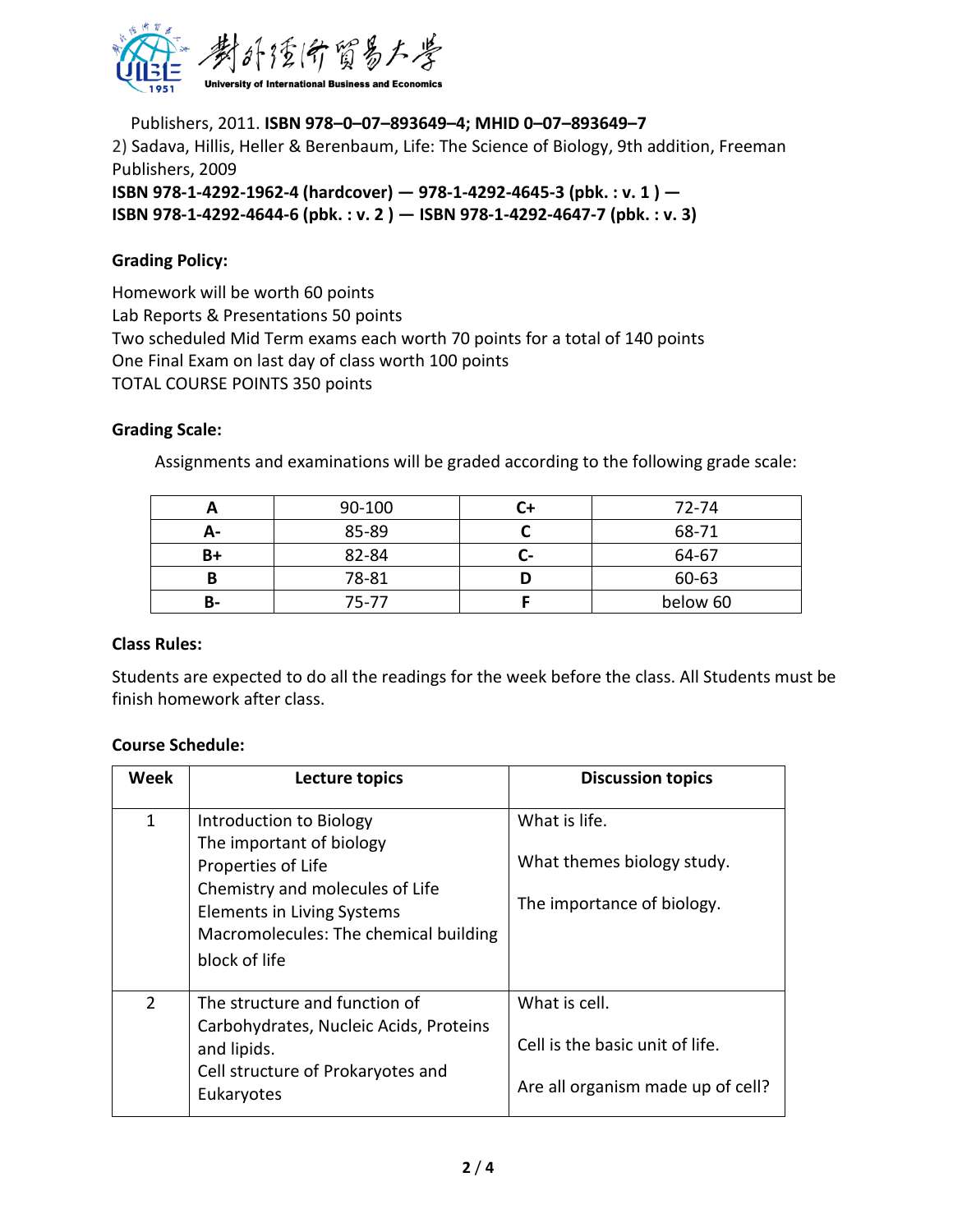Publishers, 2011. **ISBN 978–0–07–893649–4; MHID 0–07–893649–7**

2) Sadava, Hillis, Heller & Berenbaum, Life: The Science of Biology, 9th addition, Freeman Publishers, 2009

**ISBN 978-1-4292-1962-4 (hardcover) — 978-1-4292-4645-3 (pbk. : v. 1 ) — ISBN 978-1-4292-4644-6 (pbk. : v. 2 ) — ISBN 978-1-4292-4647-7 (pbk. : v. 3)**

**Grading Policy:**

Homework will be worth 60 points
Lab Reports & Presentations 50 points
Two scheduled Mid Term exams each worth 70 points for a total of 140 points
One Final Exam on last day of class worth 100 points
TOTAL COURSE POINTS 350 points

**Grading Scale:**

Assignments and examinations will be graded according to the following grade scale:

| A | 90-100 | C+ | 72-74 |
|---|---|---|---|
| A- | 85-89 | C | 68-71 |
| B+ | 82-84 | C- | 64-67 |
| B | 78-81 | D | 60-63 |
| B- | 75-77 | F | below 60 |

**Class Rules:**

Students are expected to do all the readings for the week before the class. All Students must be finish homework after class.

**Course Schedule:**

| Week | Lecture topics | Discussion topics |
|---|---|---|
| 1 | Introduction to Biology<br>The important of biology<br>Properties of Life<br>Chemistry and molecules of Life<br>Elements in Living Systems<br>Macromolecules: The chemical building block of life | What is life.<br>What themes biology study.<br>The importance of biology. |
| 2 | The structure and function of Carbohydrates, Nucleic Acids, Proteins and lipids.<br>Cell structure of Prokaryotes and Eukaryotes | What is cell.<br>Cell is the basic unit of life.<br>Are all organism made up of cell? |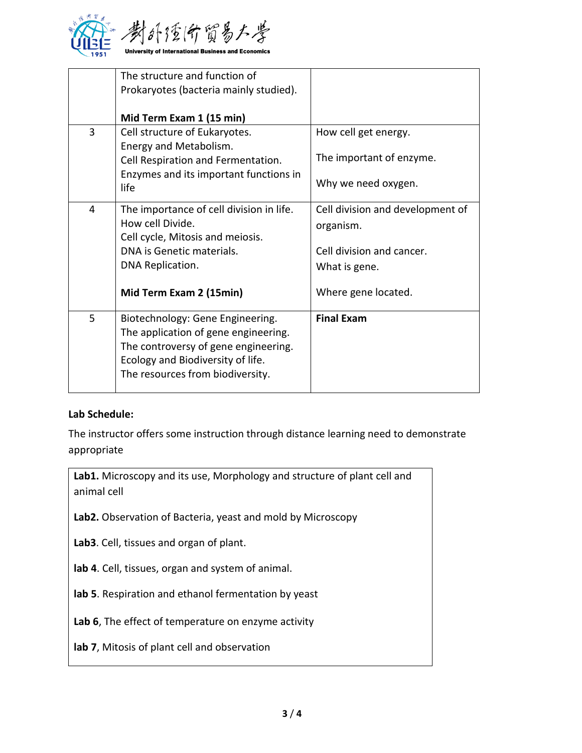| | | |
|---|---|---|
| | The structure and function of Prokaryotes (bacteria mainly studied).<br><br>**Mid Term Exam 1 (15 min)** | |
| 3 | Cell structure of Eukaryotes.<br>Energy and Metabolism.<br>Cell Respiration and Fermentation.<br>Enzymes and its important functions in life | How cell get energy.<br><br>The important of enzyme.<br><br>Why we need oxygen. |
| 4 | The importance of cell division in life.<br>How cell Divide.<br>Cell cycle, Mitosis and meiosis.<br>DNA is Genetic materials.<br>DNA Replication.<br><br>**Mid Term Exam 2 (15min)** | Cell division and development of organism.<br><br>Cell division and cancer.<br>What is gene.<br><br>Where gene located. |
| 5 | Biotechnology: Gene Engineering.<br>The application of gene engineering.<br>The controversy of gene engineering.<br>Ecology and Biodiversity of life.<br>The resources from biodiversity. | **Final Exam** |

**Lab Schedule:**

The instructor offers some instruction through distance learning need to demonstrate appropriate

**Lab1.** Microscopy and its use, Morphology and structure of plant cell and animal cell

**Lab2.** Observation of Bacteria, yeast and mold by Microscopy

**Lab3**. Cell, tissues and organ of plant.

**lab 4**. Cell, tissues, organ and system of animal.

**lab 5**. Respiration and ethanol fermentation by yeast

**Lab 6**, The effect of temperature on enzyme activity

**lab 7**, Mitosis of plant cell and observation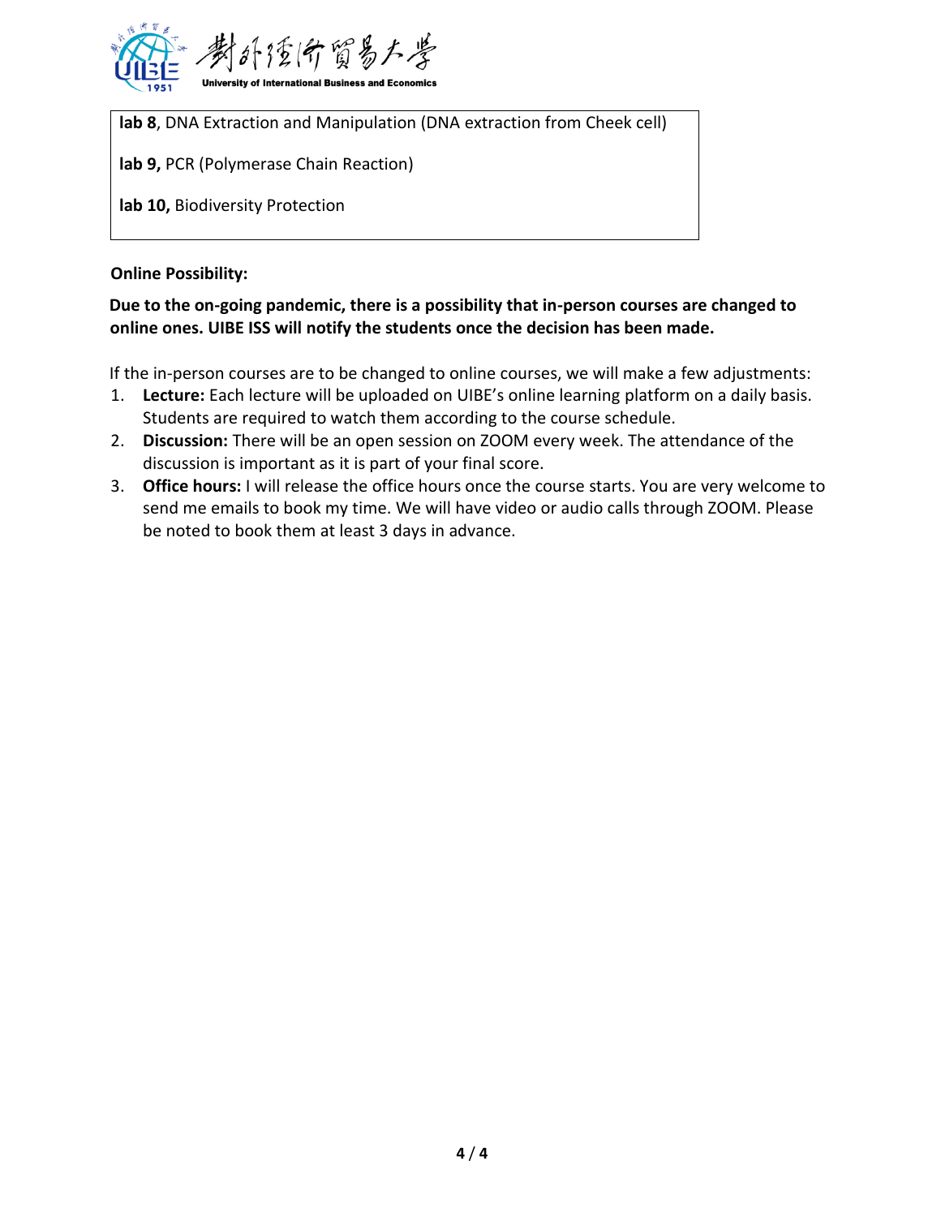**lab 8**, DNA Extraction and Manipulation (DNA extraction from Cheek cell)

**lab 9,** PCR (Polymerase Chain Reaction)

**lab 10,** Biodiversity Protection

**Online Possibility:**

**Due to the on-going pandemic, there is a possibility that in-person courses are changed to online ones. UIBE ISS will notify the students once the decision has been made.**

If the in-person courses are to be changed to online courses, we will make a few adjustments:

1. **Lecture:** Each lecture will be uploaded on UIBE's online learning platform on a daily basis. Students are required to watch them according to the course schedule.
2. **Discussion:** There will be an open session on ZOOM every week. The attendance of the discussion is important as it is part of your final score.
3. **Office hours:** I will release the office hours once the course starts. You are very welcome to send me emails to book my time. We will have video or audio calls through ZOOM. Please be noted to book them at least 3 days in advance.